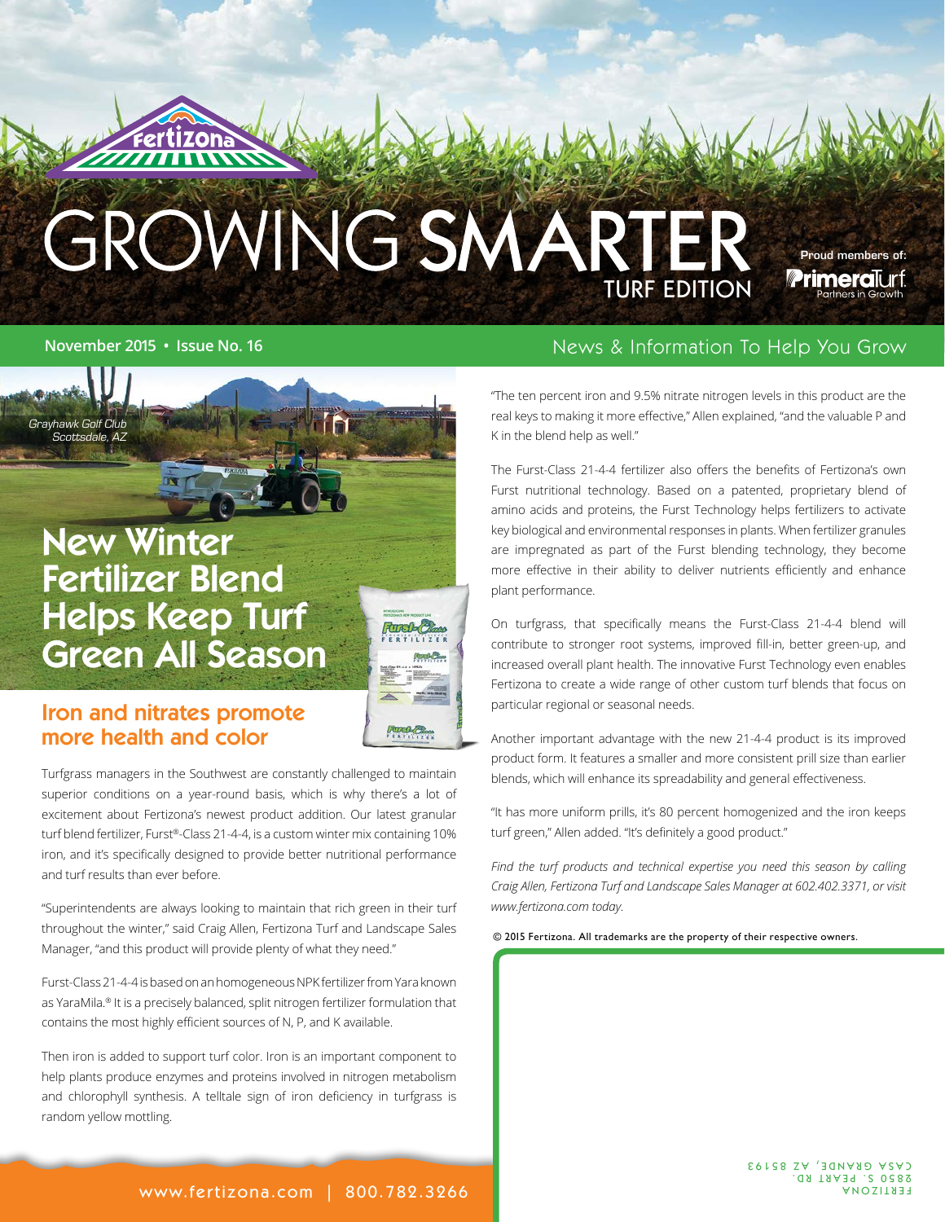Fertizona

# GROWING SMARTER
TURF EDITION

Proud members of: PrimeraTurf Partners in Growth

November 2015 • Issue No. 16

News & Information To Help You Grow

*Grayhawk Golf Club*
*Scottsdale, AZ*

## New Winter Fertilizer Blend Helps Keep Turf Green All Season

### Iron and nitrates promote more health and color

Turfgrass managers in the Southwest are constantly challenged to maintain superior conditions on a year-round basis, which is why there's a lot of excitement about Fertizona's newest product addition. Our latest granular turf blend fertilizer, Furst®-Class 21-4-4, is a custom winter mix containing 10% iron, and it's specifically designed to provide better nutritional performance and turf results than ever before.

"Superintendents are always looking to maintain that rich green in their turf throughout the winter," said Craig Allen, Fertizona Turf and Landscape Sales Manager, "and this product will provide plenty of what they need."

Furst-Class 21-4-4 is based on an homogeneous NPK fertilizer from Yara known as YaraMila.® It is a precisely balanced, split nitrogen fertilizer formulation that contains the most highly efficient sources of N, P, and K available.

Then iron is added to support turf color. Iron is an important component to help plants produce enzymes and proteins involved in nitrogen metabolism and chlorophyll synthesis. A telltale sign of iron deficiency in turfgrass is random yellow mottling.

"The ten percent iron and 9.5% nitrate nitrogen levels in this product are the real keys to making it more effective," Allen explained, "and the valuable P and K in the blend help as well."

The Furst-Class 21-4-4 fertilizer also offers the benefits of Fertizona's own Furst nutritional technology. Based on a patented, proprietary blend of amino acids and proteins, the Furst Technology helps fertilizers to activate key biological and environmental responses in plants. When fertilizer granules are impregnated as part of the Furst blending technology, they become more effective in their ability to deliver nutrients efficiently and enhance plant performance.

On turfgrass, that specifically means the Furst-Class 21-4-4 blend will contribute to stronger root systems, improved fill-in, better green-up, and increased overall plant health. The innovative Furst Technology even enables Fertizona to create a wide range of other custom turf blends that focus on particular regional or seasonal needs.

Another important advantage with the new 21-4-4 product is its improved product form. It features a smaller and more consistent prill size than earlier blends, which will enhance its spreadability and general effectiveness.

"It has more uniform prills, it's 80 percent homogenized and the iron keeps turf green," Allen added. "It's definitely a good product."

*Find the turf products and technical expertise you need this season by calling Craig Allen, Fertizona Turf and Landscape Sales Manager at 602.402.3371, or visit www.fertizona.com today.*

© 2015 Fertizona. All trademarks are the property of their respective owners.

FERTIZONA
2850 S. PEART RD.
CASA GRANDE, AZ 85193

www.fertizona.com | 800.782.3266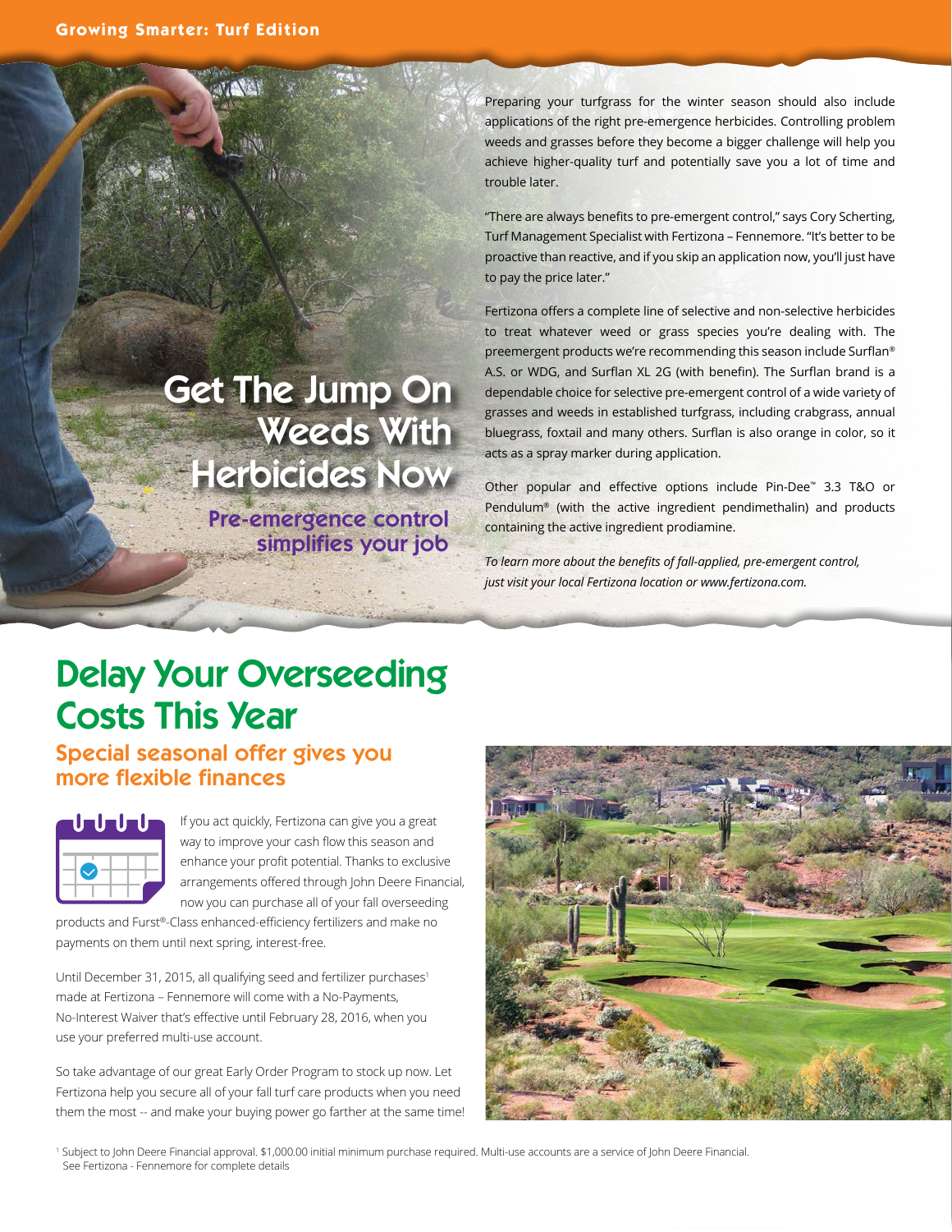## Get The Jump On Weeds With Herbicides Now

### Pre-emergence control simplifies your job

Preparing your turfgrass for the winter season should also include applications of the right pre-emergence herbicides. Controlling problem weeds and grasses before they become a bigger challenge will help you achieve higher-quality turf and potentially save you a lot of time and trouble later.

"There are always benefits to pre-emergent control," says Cory Scherting, Turf Management Specialist with Fertizona – Fennemore. "It's better to be proactive than reactive, and if you skip an application now, you'll just have to pay the price later."

Fertizona offers a complete line of selective and non-selective herbicides to treat whatever weed or grass species you're dealing with. The preemergent products we're recommending this season include Surflan® A.S. or WDG, and Surflan XL 2G (with benefin). The Surflan brand is a dependable choice for selective pre-emergent control of a wide variety of grasses and weeds in established turfgrass, including crabgrass, annual bluegrass, foxtail and many others. Surflan is also orange in color, so it acts as a spray marker during application.

Other popular and effective options include Pin-Dee™ 3.3 T&O or Pendulum® (with the active ingredient pendimethalin) and products containing the active ingredient prodiamine.

*To learn more about the benefits of fall-applied, pre-emergent control, just visit your local Fertizona location or www.fertizona.com.*

## Delay Your Overseeding Costs This Year

### Special seasonal offer gives you more flexible finances

If you act quickly, Fertizona can give you a great way to improve your cash flow this season and enhance your profit potential. Thanks to exclusive arrangements offered through John Deere Financial, now you can purchase all of your fall overseeding products and Furst®-Class enhanced-efficiency fertilizers and make no payments on them until next spring, interest-free.

Until December 31, 2015, all qualifying seed and fertilizer purchases[1] made at Fertizona – Fennemore will come with a No-Payments, No-Interest Waiver that's effective until February 28, 2016, when you use your preferred multi-use account.

So take advantage of our great Early Order Program to stock up now. Let Fertizona help you secure all of your fall turf care products when you need them the most -- and make your buying power go farther at the same time!

[1] Subject to John Deere Financial approval. $1,000.00 initial minimum purchase required. Multi-use accounts are a service of John Deere Financial. See Fertizona - Fennemore for complete details